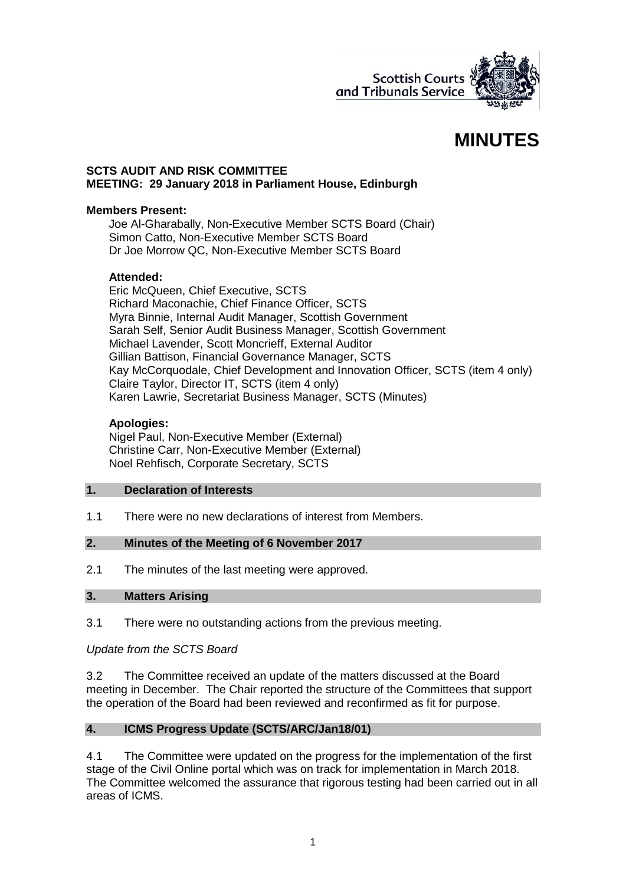Scottish Courts and Tribunals Service

# MINUTES

**SCTS AUDIT AND RISK COMMITTEE**
**MEETING: 29 January 2018 in Parliament House, Edinburgh**

**Members Present:**

Joe Al-Gharabally, Non-Executive Member SCTS Board (Chair)
Simon Catto, Non-Executive Member SCTS Board
Dr Joe Morrow QC, Non-Executive Member SCTS Board

**Attended:**

Eric McQueen, Chief Executive, SCTS
Richard Maconachie, Chief Finance Officer, SCTS
Myra Binnie, Internal Audit Manager, Scottish Government
Sarah Self, Senior Audit Business Manager, Scottish Government
Michael Lavender, Scott Moncrieff, External Auditor
Gillian Battison, Financial Governance Manager, SCTS
Kay McCorquodale, Chief Development and Innovation Officer, SCTS (item 4 only)
Claire Taylor, Director IT, SCTS (item 4 only)
Karen Lawrie, Secretariat Business Manager, SCTS (Minutes)

**Apologies:**

Nigel Paul, Non-Executive Member (External)
Christine Carr, Non-Executive Member (External)
Noel Rehfisch, Corporate Secretary, SCTS

## 1. Declaration of Interests

1.1 There were no new declarations of interest from Members.

## 2. Minutes of the Meeting of 6 November 2017

2.1 The minutes of the last meeting were approved.

## 3. Matters Arising

3.1 There were no outstanding actions from the previous meeting.

*Update from the SCTS Board*

3.2 The Committee received an update of the matters discussed at the Board meeting in December. The Chair reported the structure of the Committees that support the operation of the Board had been reviewed and reconfirmed as fit for purpose.

## 4. ICMS Progress Update (SCTS/ARC/Jan18/01)

4.1 The Committee were updated on the progress for the implementation of the first stage of the Civil Online portal which was on track for implementation in March 2018. The Committee welcomed the assurance that rigorous testing had been carried out in all areas of ICMS.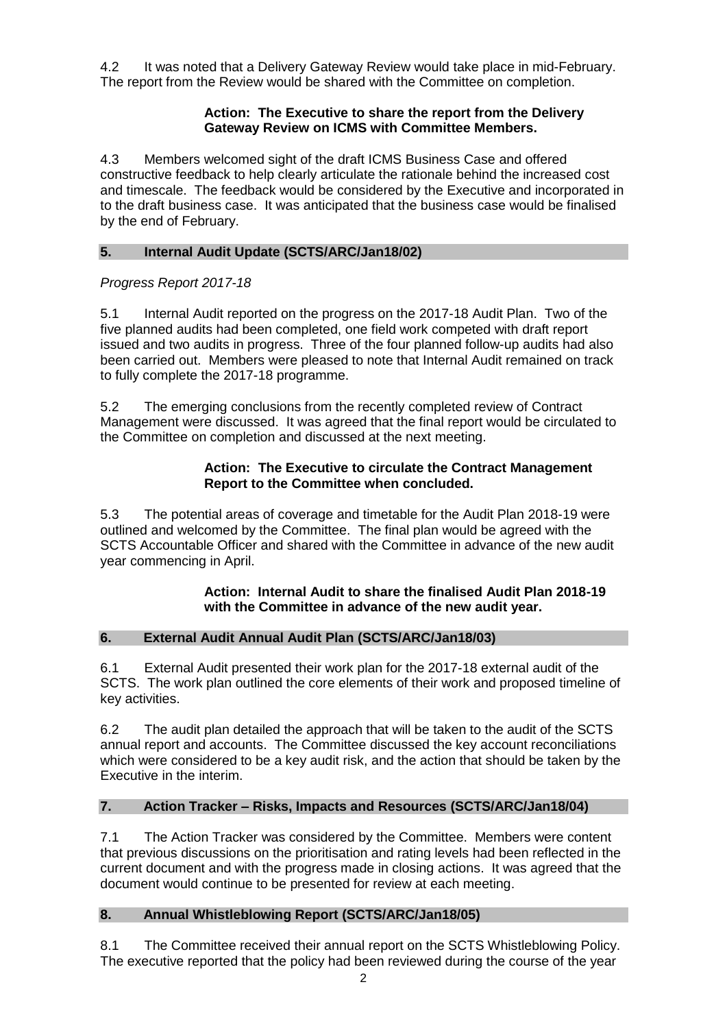4.2 It was noted that a Delivery Gateway Review would take place in mid-February. The report from the Review would be shared with the Committee on completion.

> **Action: The Executive to share the report from the Delivery Gateway Review on ICMS with Committee Members.**

4.3 Members welcomed sight of the draft ICMS Business Case and offered constructive feedback to help clearly articulate the rationale behind the increased cost and timescale. The feedback would be considered by the Executive and incorporated in to the draft business case. It was anticipated that the business case would be finalised by the end of February.

## 5. Internal Audit Update (SCTS/ARC/Jan18/02)

*Progress Report 2017-18*

5.1 Internal Audit reported on the progress on the 2017-18 Audit Plan. Two of the five planned audits had been completed, one field work competed with draft report issued and two audits in progress. Three of the four planned follow-up audits had also been carried out. Members were pleased to note that Internal Audit remained on track to fully complete the 2017-18 programme.

5.2 The emerging conclusions from the recently completed review of Contract Management were discussed. It was agreed that the final report would be circulated to the Committee on completion and discussed at the next meeting.

> **Action: The Executive to circulate the Contract Management Report to the Committee when concluded.**

5.3 The potential areas of coverage and timetable for the Audit Plan 2018-19 were outlined and welcomed by the Committee. The final plan would be agreed with the SCTS Accountable Officer and shared with the Committee in advance of the new audit year commencing in April.

> **Action: Internal Audit to share the finalised Audit Plan 2018-19 with the Committee in advance of the new audit year.**

## 6. External Audit Annual Audit Plan (SCTS/ARC/Jan18/03)

6.1 External Audit presented their work plan for the 2017-18 external audit of the SCTS. The work plan outlined the core elements of their work and proposed timeline of key activities.

6.2 The audit plan detailed the approach that will be taken to the audit of the SCTS annual report and accounts. The Committee discussed the key account reconciliations which were considered to be a key audit risk, and the action that should be taken by the Executive in the interim.

## 7. Action Tracker – Risks, Impacts and Resources (SCTS/ARC/Jan18/04)

7.1 The Action Tracker was considered by the Committee. Members were content that previous discussions on the prioritisation and rating levels had been reflected in the current document and with the progress made in closing actions. It was agreed that the document would continue to be presented for review at each meeting.

## 8. Annual Whistleblowing Report (SCTS/ARC/Jan18/05)

8.1 The Committee received their annual report on the SCTS Whistleblowing Policy. The executive reported that the policy had been reviewed during the course of the year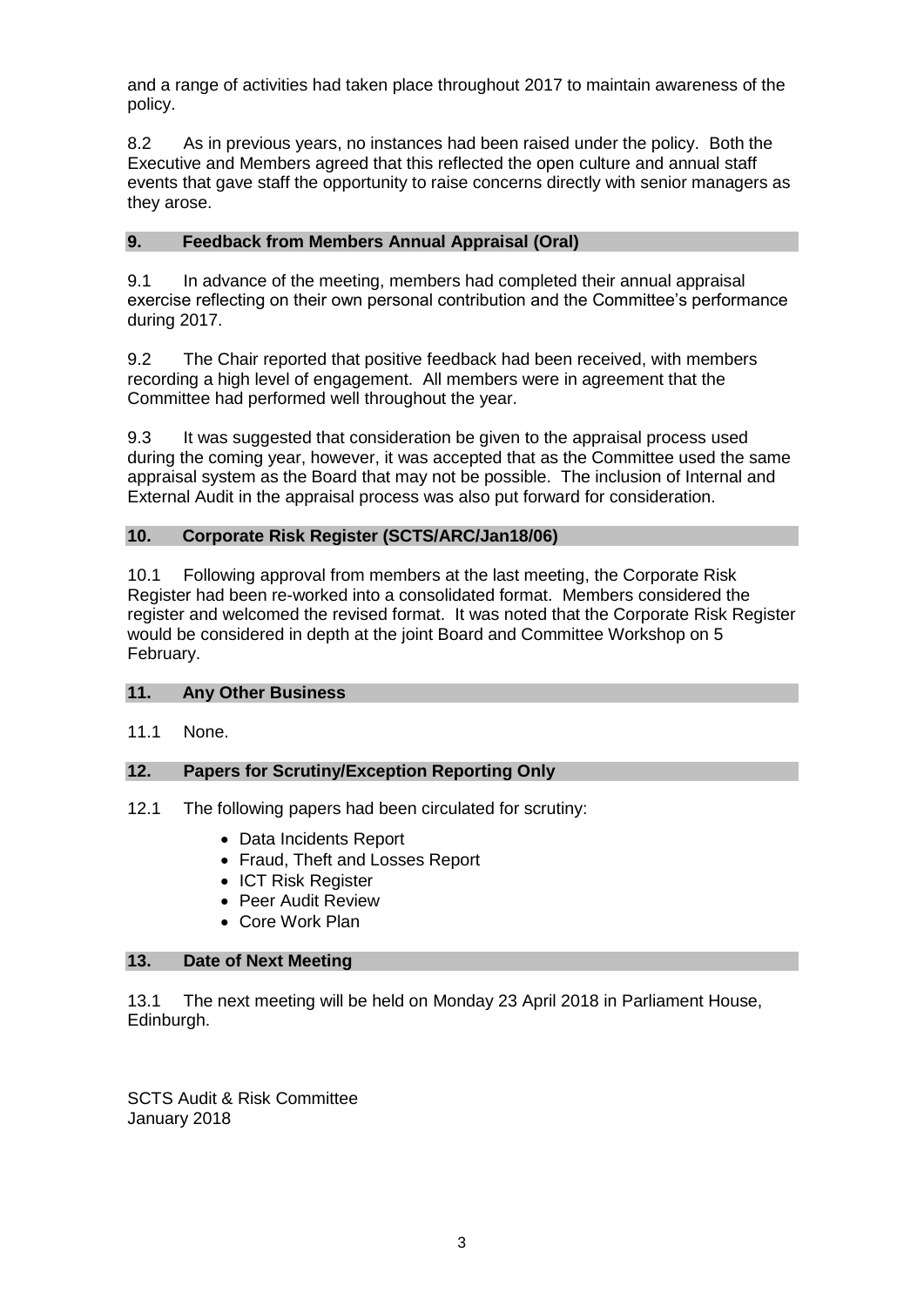and a range of activities had taken place throughout 2017 to maintain awareness of the policy.

8.2 As in previous years, no instances had been raised under the policy. Both the Executive and Members agreed that this reflected the open culture and annual staff events that gave staff the opportunity to raise concerns directly with senior managers as they arose.

## 9. Feedback from Members Annual Appraisal (Oral)

9.1 In advance of the meeting, members had completed their annual appraisal exercise reflecting on their own personal contribution and the Committee's performance during 2017.

9.2 The Chair reported that positive feedback had been received, with members recording a high level of engagement. All members were in agreement that the Committee had performed well throughout the year.

9.3 It was suggested that consideration be given to the appraisal process used during the coming year, however, it was accepted that as the Committee used the same appraisal system as the Board that may not be possible. The inclusion of Internal and External Audit in the appraisal process was also put forward for consideration.

## 10. Corporate Risk Register (SCTS/ARC/Jan18/06)

10.1 Following approval from members at the last meeting, the Corporate Risk Register had been re-worked into a consolidated format. Members considered the register and welcomed the revised format. It was noted that the Corporate Risk Register would be considered in depth at the joint Board and Committee Workshop on 5 February.

## 11. Any Other Business

11.1 None.

## 12. Papers for Scrutiny/Exception Reporting Only

12.1 The following papers had been circulated for scrutiny:

- Data Incidents Report
- Fraud, Theft and Losses Report
- ICT Risk Register
- Peer Audit Review
- Core Work Plan

## 13. Date of Next Meeting

13.1 The next meeting will be held on Monday 23 April 2018 in Parliament House, Edinburgh.

SCTS Audit & Risk Committee
January 2018